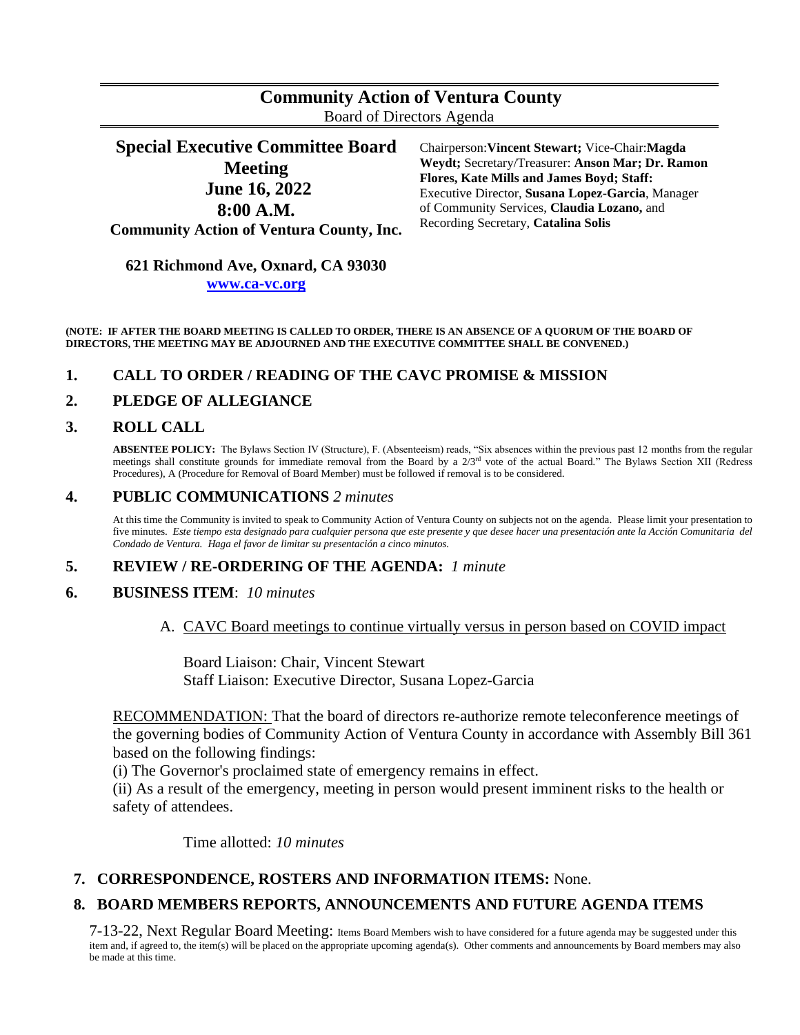# Community Action of Ventura County

Board of Directors Agenda

## Special Executive Committee Board Meeting
## June 16, 2022
## 8:00 A.M.
**Community Action of Ventura County, Inc.**

**621 Richmond Ave, Oxnard, CA 93030**

**[www.ca-vc.org](http://www.ca-vc.org)**

Chairperson:**Vincent Stewart;** Vice-Chair:**Magda Weydt;** Secretary/Treasurer: **Anson Mar; Dr. Ramon Flores, Kate Mills and James Boyd; Staff:** Executive Director, **Susana Lopez-Garcia**, Manager of Community Services, **Claudia Lozano,** and Recording Secretary, **Catalina Solis**

**(NOTE: IF AFTER THE BOARD MEETING IS CALLED TO ORDER, THERE IS AN ABSENCE OF A QUORUM OF THE BOARD OF DIRECTORS, THE MEETING MAY BE ADJOURNED AND THE EXECUTIVE COMMITTEE SHALL BE CONVENED.)**

### 1. CALL TO ORDER / READING OF THE CAVC PROMISE & MISSION

### 2. PLEDGE OF ALLEGIANCE

### 3. ROLL CALL

**ABSENTEE POLICY:** The Bylaws Section IV (Structure), F. (Absenteeism) reads, "Six absences within the previous past 12 months from the regular meetings shall constitute grounds for immediate removal from the Board by a 2/3rd vote of the actual Board." The Bylaws Section XII (Redress Procedures), A (Procedure for Removal of Board Member) must be followed if removal is to be considered.

### 4. PUBLIC COMMUNICATIONS *2 minutes*

At this time the Community is invited to speak to Community Action of Ventura County on subjects not on the agenda. Please limit your presentation to five minutes. *Este tiempo esta designado para cualquier persona que este presente y que desee hacer una presentación ante la Acción Comunitaria del Condado de Ventura. Haga el favor de limitar su presentación a cinco minutos.*

### 5. REVIEW / RE-ORDERING OF THE AGENDA: *1 minute*

### 6. BUSINESS ITEM: *10 minutes*

A. <u>CAVC Board meetings to continue virtually versus in person based on COVID impact</u>

Board Liaison: Chair, Vincent Stewart
Staff Liaison: Executive Director, Susana Lopez-Garcia

<u>RECOMMENDATION:</u> That the board of directors re-authorize remote teleconference meetings of the governing bodies of Community Action of Ventura County in accordance with Assembly Bill 361 based on the following findings:

(i) The Governor's proclaimed state of emergency remains in effect.

(ii) As a result of the emergency, meeting in person would present imminent risks to the health or safety of attendees.

Time allotted: *10 minutes*

### 7. CORRESPONDENCE, ROSTERS AND INFORMATION ITEMS: None.

### 8. BOARD MEMBERS REPORTS, ANNOUNCEMENTS AND FUTURE AGENDA ITEMS

7-13-22, Next Regular Board Meeting: Items Board Members wish to have considered for a future agenda may be suggested under this item and, if agreed to, the item(s) will be placed on the appropriate upcoming agenda(s). Other comments and announcements by Board members may also be made at this time.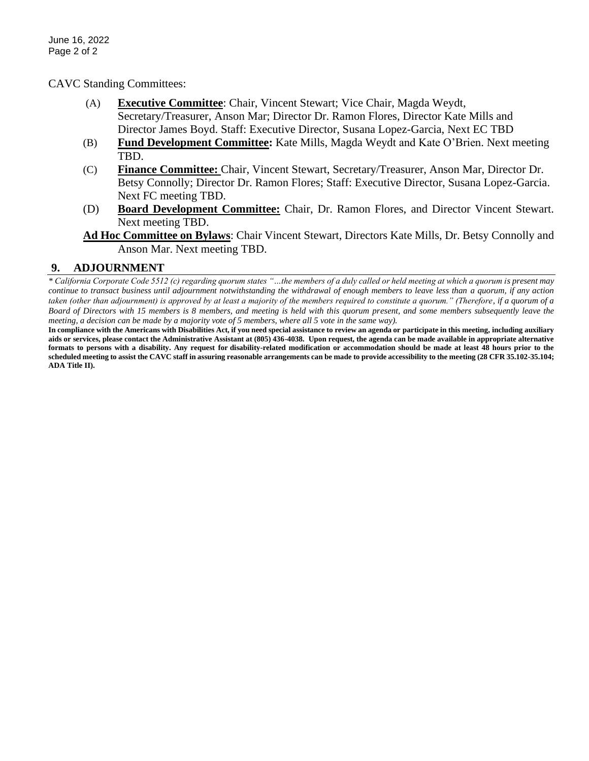CAVC Standing Committees:

(A) **Executive Committee**: Chair, Vincent Stewart; Vice Chair, Magda Weydt, Secretary/Treasurer, Anson Mar; Director Dr. Ramon Flores, Director Kate Mills and Director James Boyd. Staff: Executive Director, Susana Lopez-Garcia, Next EC TBD

(B) **Fund Development Committee:** Kate Mills, Magda Weydt and Kate O'Brien. Next meeting TBD.

(C) **Finance Committee:** Chair, Vincent Stewart, Secretary/Treasurer, Anson Mar, Director Dr. Betsy Connolly; Director Dr. Ramon Flores; Staff: Executive Director, Susana Lopez-Garcia. Next FC meeting TBD.

(D) **Board Development Committee:** Chair, Dr. Ramon Flores, and Director Vincent Stewart. Next meeting TBD.

**Ad Hoc Committee on Bylaws**: Chair Vincent Stewart, Directors Kate Mills, Dr. Betsy Connolly and Anson Mar. Next meeting TBD.

## 9. ADJOURNMENT

*\* California Corporate Code 5512 (c) regarding quorum states "…the members of a duly called or held meeting at which a quorum is present may continue to transact business until adjournment notwithstanding the withdrawal of enough members to leave less than a quorum, if any action taken (other than adjournment) is approved by at least a majority of the members required to constitute a quorum." (Therefore, if a quorum of a Board of Directors with 15 members is 8 members, and meeting is held with this quorum present, and some members subsequently leave the meeting, a decision can be made by a majority vote of 5 members, where all 5 vote in the same way).*

**In compliance with the Americans with Disabilities Act, if you need special assistance to review an agenda or participate in this meeting, including auxiliary aids or services, please contact the Administrative Assistant at (805) 436-4038. Upon request, the agenda can be made available in appropriate alternative formats to persons with a disability. Any request for disability-related modification or accommodation should be made at least 48 hours prior to the scheduled meeting to assist the CAVC staff in assuring reasonable arrangements can be made to provide accessibility to the meeting (28 CFR 35.102-35.104; ADA Title II).**